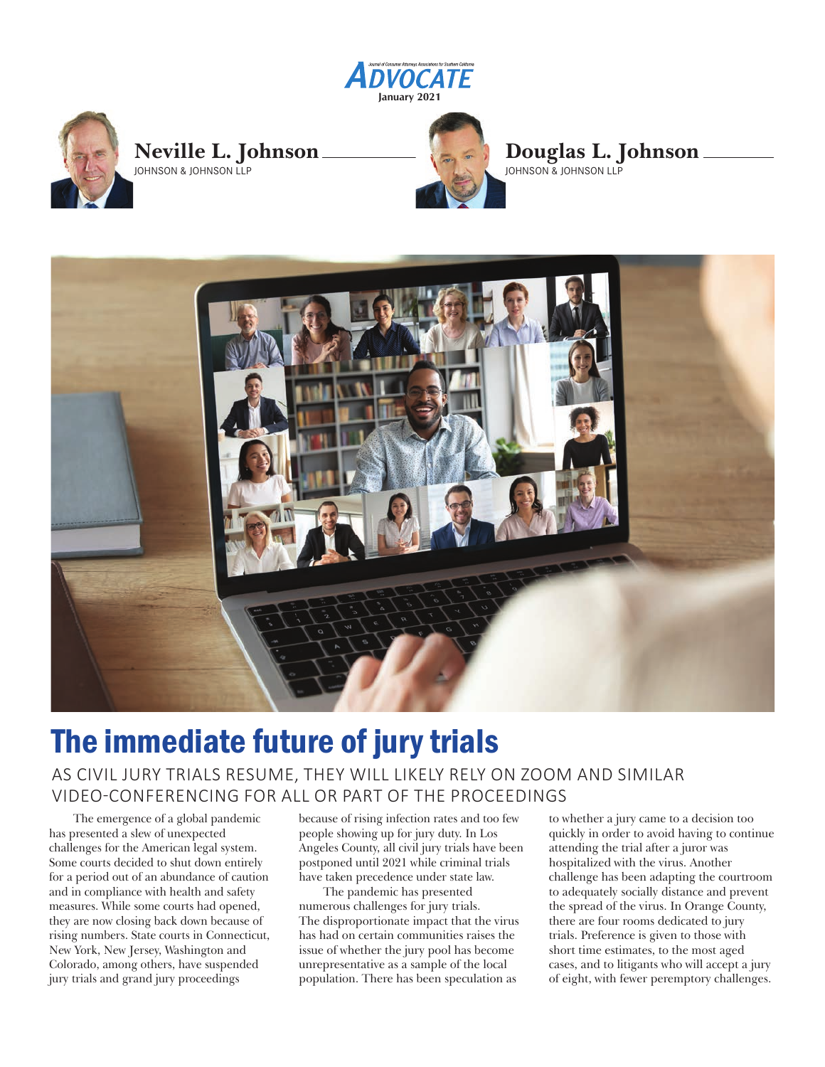Neville L. Johnson
JOHNSON & JOHNSON LLP

Douglas L. Johnson
JOHNSON & JOHNSON LLP

# The immediate future of jury trials

## AS CIVIL JURY TRIALS RESUME, THEY WILL LIKELY RELY ON ZOOM AND SIMILAR VIDEO-CONFERENCING FOR ALL OR PART OF THE PROCEEDINGS

The emergence of a global pandemic has presented a slew of unexpected challenges for the American legal system. Some courts decided to shut down entirely for a period out of an abundance of caution and in compliance with health and safety measures. While some courts had opened, they are now closing back down because of rising numbers. State courts in Connecticut, New York, New Jersey, Washington and Colorado, among others, have suspended jury trials and grand jury proceedings because of rising infection rates and too few people showing up for jury duty. In Los Angeles County, all civil jury trials have been postponed until 2021 while criminal trials have taken precedence under state law.

The pandemic has presented numerous challenges for jury trials. The disproportionate impact that the virus has had on certain communities raises the issue of whether the jury pool has become unrepresentative as a sample of the local population. There has been speculation as to whether a jury came to a decision too quickly in order to avoid having to continue attending the trial after a juror was hospitalized with the virus. Another challenge has been adapting the courtroom to adequately socially distance and prevent the spread of the virus. In Orange County, there are four rooms dedicated to jury trials. Preference is given to those with short time estimates, to the most aged cases, and to litigants who will accept a jury of eight, with fewer peremptory challenges.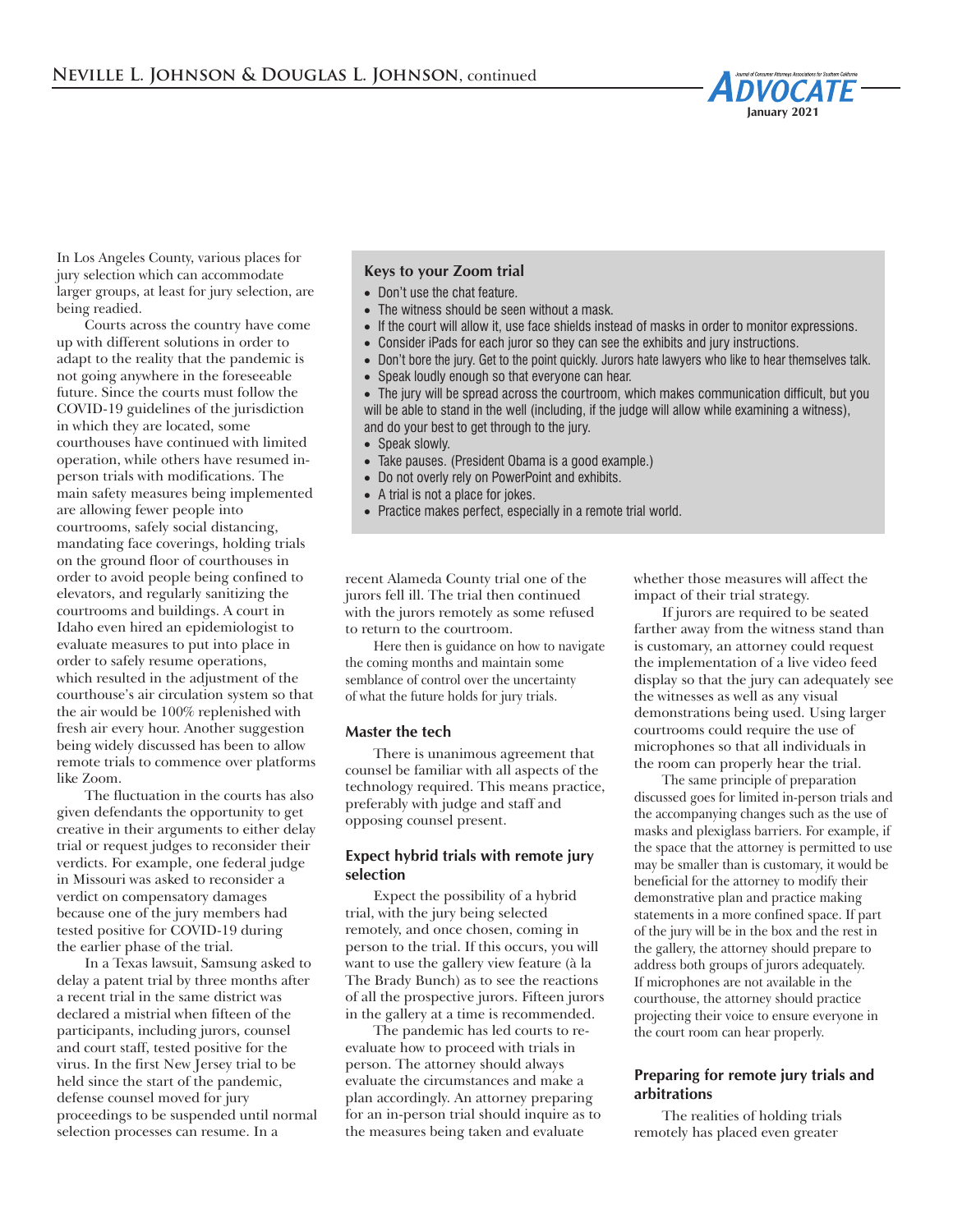In Los Angeles County, various places for jury selection which can accommodate larger groups, at least for jury selection, are being readied.

Courts across the country have come up with different solutions in order to adapt to the reality that the pandemic is not going anywhere in the foreseeable future. Since the courts must follow the COVID-19 guidelines of the jurisdiction in which they are located, some courthouses have continued with limited operation, while others have resumed in-person trials with modifications. The main safety measures being implemented are allowing fewer people into courtrooms, safely social distancing, mandating face coverings, holding trials on the ground floor of courthouses in order to avoid people being confined to elevators, and regularly sanitizing the courtrooms and buildings. A court in Idaho even hired an epidemiologist to evaluate measures to put into place in order to safely resume operations, which resulted in the adjustment of the courthouse's air circulation system so that the air would be 100% replenished with fresh air every hour. Another suggestion being widely discussed has been to allow remote trials to commence over platforms like Zoom.

The fluctuation in the courts has also given defendants the opportunity to get creative in their arguments to either delay trial or request judges to reconsider their verdicts. For example, one federal judge in Missouri was asked to reconsider a verdict on compensatory damages because one of the jury members had tested positive for COVID-19 during the earlier phase of the trial.

In a Texas lawsuit, Samsung asked to delay a patent trial by three months after a recent trial in the same district was declared a mistrial when fifteen of the participants, including jurors, counsel and court staff, tested positive for the virus. In the first New Jersey trial to be held since the start of the pandemic, defense counsel moved for jury proceedings to be suspended until normal selection processes can resume. In a recent Alameda County trial one of the jurors fell ill. The trial then continued with the jurors remotely as some refused to return to the courtroom.

Here then is guidance on how to navigate the coming months and maintain some semblance of control over the uncertainty of what the future holds for jury trials.

**Keys to your Zoom trial**

- Don't use the chat feature.
- The witness should be seen without a mask.
- If the court will allow it, use face shields instead of masks in order to monitor expressions.
- Consider iPads for each juror so they can see the exhibits and jury instructions.
- Don't bore the jury. Get to the point quickly. Jurors hate lawyers who like to hear themselves talk.
- Speak loudly enough so that everyone can hear.
- The jury will be spread across the courtroom, which makes communication difficult, but you will be able to stand in the well (including, if the judge will allow while examining a witness), and do your best to get through to the jury.
- Speak slowly.
- Take pauses. (President Obama is a good example.)
- Do not overly rely on PowerPoint and exhibits.
- A trial is not a place for jokes.
- Practice makes perfect, especially in a remote trial world.

### Master the tech

There is unanimous agreement that counsel be familiar with all aspects of the technology required. This means practice, preferably with judge and staff and opposing counsel present.

### Expect hybrid trials with remote jury selection

Expect the possibility of a hybrid trial, with the jury being selected remotely, and once chosen, coming in person to the trial. If this occurs, you will want to use the gallery view feature (à la The Brady Bunch) as to see the reactions of all the prospective jurors. Fifteen jurors in the gallery at a time is recommended.

The pandemic has led courts to re-evaluate how to proceed with trials in person. The attorney should always evaluate the circumstances and make a plan accordingly. An attorney preparing for an in-person trial should inquire as to the measures being taken and evaluate whether those measures will affect the impact of their trial strategy.

If jurors are required to be seated farther away from the witness stand than is customary, an attorney could request the implementation of a live video feed display so that the jury can adequately see the witnesses as well as any visual demonstrations being used. Using larger courtrooms could require the use of microphones so that all individuals in the room can properly hear the trial.

The same principle of preparation discussed goes for limited in-person trials and the accompanying changes such as the use of masks and plexiglass barriers. For example, if the space that the attorney is permitted to use may be smaller than is customary, it would be beneficial for the attorney to modify their demonstrative plan and practice making statements in a more confined space. If part of the jury will be in the box and the rest in the gallery, the attorney should prepare to address both groups of jurors adequately. If microphones are not available in the courthouse, the attorney should practice projecting their voice to ensure everyone in the court room can hear properly.

### Preparing for remote jury trials and arbitrations

The realities of holding trials remotely has placed even greater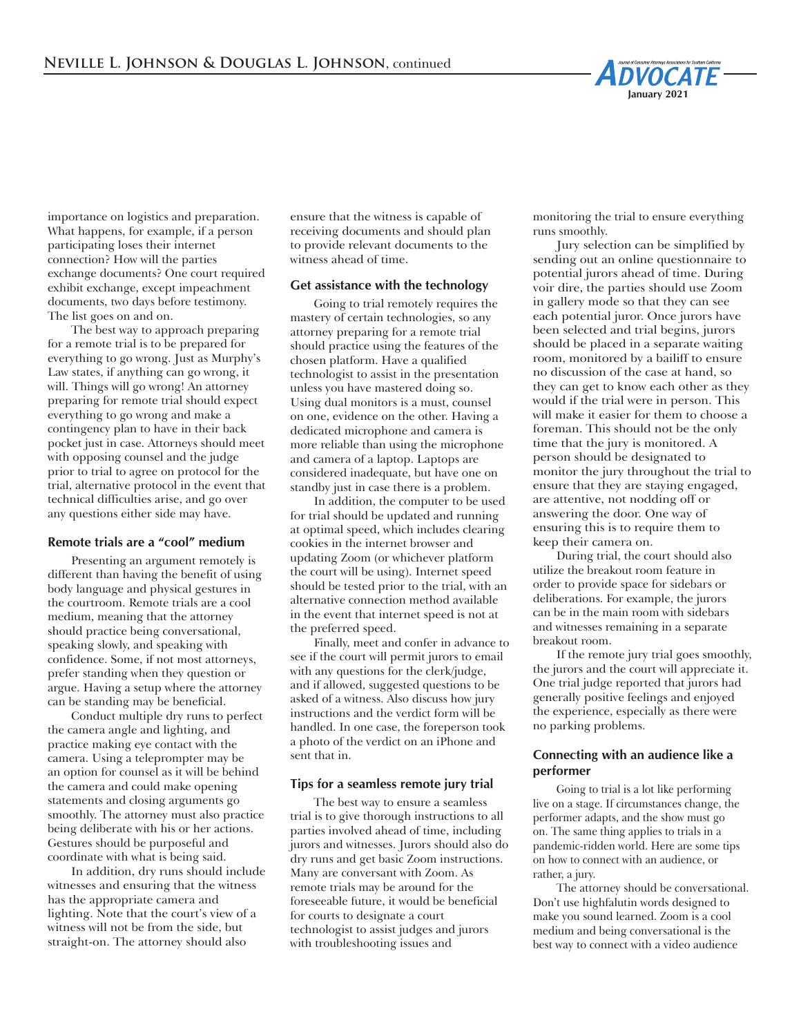importance on logistics and preparation. What happens, for example, if a person participating loses their internet connection? How will the parties exchange documents? One court required exhibit exchange, except impeachment documents, two days before testimony. The list goes on and on.

The best way to approach preparing for a remote trial is to be prepared for everything to go wrong. Just as Murphy's Law states, if anything can go wrong, it will. Things will go wrong! An attorney preparing for remote trial should expect everything to go wrong and make a contingency plan to have in their back pocket just in case. Attorneys should meet with opposing counsel and the judge prior to trial to agree on protocol for the trial, alternative protocol in the event that technical difficulties arise, and go over any questions either side may have.

### Remote trials are a "cool" medium

Presenting an argument remotely is different than having the benefit of using body language and physical gestures in the courtroom. Remote trials are a cool medium, meaning that the attorney should practice being conversational, speaking slowly, and speaking with confidence. Some, if not most attorneys, prefer standing when they question or argue. Having a setup where the attorney can be standing may be beneficial.

Conduct multiple dry runs to perfect the camera angle and lighting, and practice making eye contact with the camera. Using a teleprompter may be an option for counsel as it will be behind the camera and could make opening statements and closing arguments go smoothly. The attorney must also practice being deliberate with his or her actions. Gestures should be purposeful and coordinate with what is being said.

In addition, dry runs should include witnesses and ensuring that the witness has the appropriate camera and lighting. Note that the court's view of a witness will not be from the side, but straight-on. The attorney should also ensure that the witness is capable of receiving documents and should plan to provide relevant documents to the witness ahead of time.

### Get assistance with the technology

Going to trial remotely requires the mastery of certain technologies, so any attorney preparing for a remote trial should practice using the features of the chosen platform. Have a qualified technologist to assist in the presentation unless you have mastered doing so. Using dual monitors is a must, counsel on one, evidence on the other. Having a dedicated microphone and camera is more reliable than using the microphone and camera of a laptop. Laptops are considered inadequate, but have one on standby just in case there is a problem.

In addition, the computer to be used for trial should be updated and running at optimal speed, which includes clearing cookies in the internet browser and updating Zoom (or whichever platform the court will be using). Internet speed should be tested prior to the trial, with an alternative connection method available in the event that internet speed is not at the preferred speed.

Finally, meet and confer in advance to see if the court will permit jurors to email with any questions for the clerk/judge, and if allowed, suggested questions to be asked of a witness. Also discuss how jury instructions and the verdict form will be handled. In one case, the foreperson took a photo of the verdict on an iPhone and sent that in.

### Tips for a seamless remote jury trial

The best way to ensure a seamless trial is to give thorough instructions to all parties involved ahead of time, including jurors and witnesses. Jurors should also do dry runs and get basic Zoom instructions. Many are conversant with Zoom. As remote trials may be around for the foreseeable future, it would be beneficial for courts to designate a court technologist to assist judges and jurors with troubleshooting issues and monitoring the trial to ensure everything runs smoothly.

Jury selection can be simplified by sending out an online questionnaire to potential jurors ahead of time. During voir dire, the parties should use Zoom in gallery mode so that they can see each potential juror. Once jurors have been selected and trial begins, jurors should be placed in a separate waiting room, monitored by a bailiff to ensure no discussion of the case at hand, so they can get to know each other as they would if the trial were in person. This will make it easier for them to choose a foreman. This should not be the only time that the jury is monitored. A person should be designated to monitor the jury throughout the trial to ensure that they are staying engaged, are attentive, not nodding off or answering the door. One way of ensuring this is to require them to keep their camera on.

During trial, the court should also utilize the breakout room feature in order to provide space for sidebars or deliberations. For example, the jurors can be in the main room with sidebars and witnesses remaining in a separate breakout room.

If the remote jury trial goes smoothly, the jurors and the court will appreciate it. One trial judge reported that jurors had generally positive feelings and enjoyed the experience, especially as there were no parking problems.

### Connecting with an audience like a performer

Going to trial is a lot like performing live on a stage. If circumstances change, the performer adapts, and the show must go on. The same thing applies to trials in a pandemic-ridden world. Here are some tips on how to connect with an audience, or rather, a jury.

The attorney should be conversational. Don't use highfalutin words designed to make you sound learned. Zoom is a cool medium and being conversational is the best way to connect with a video audience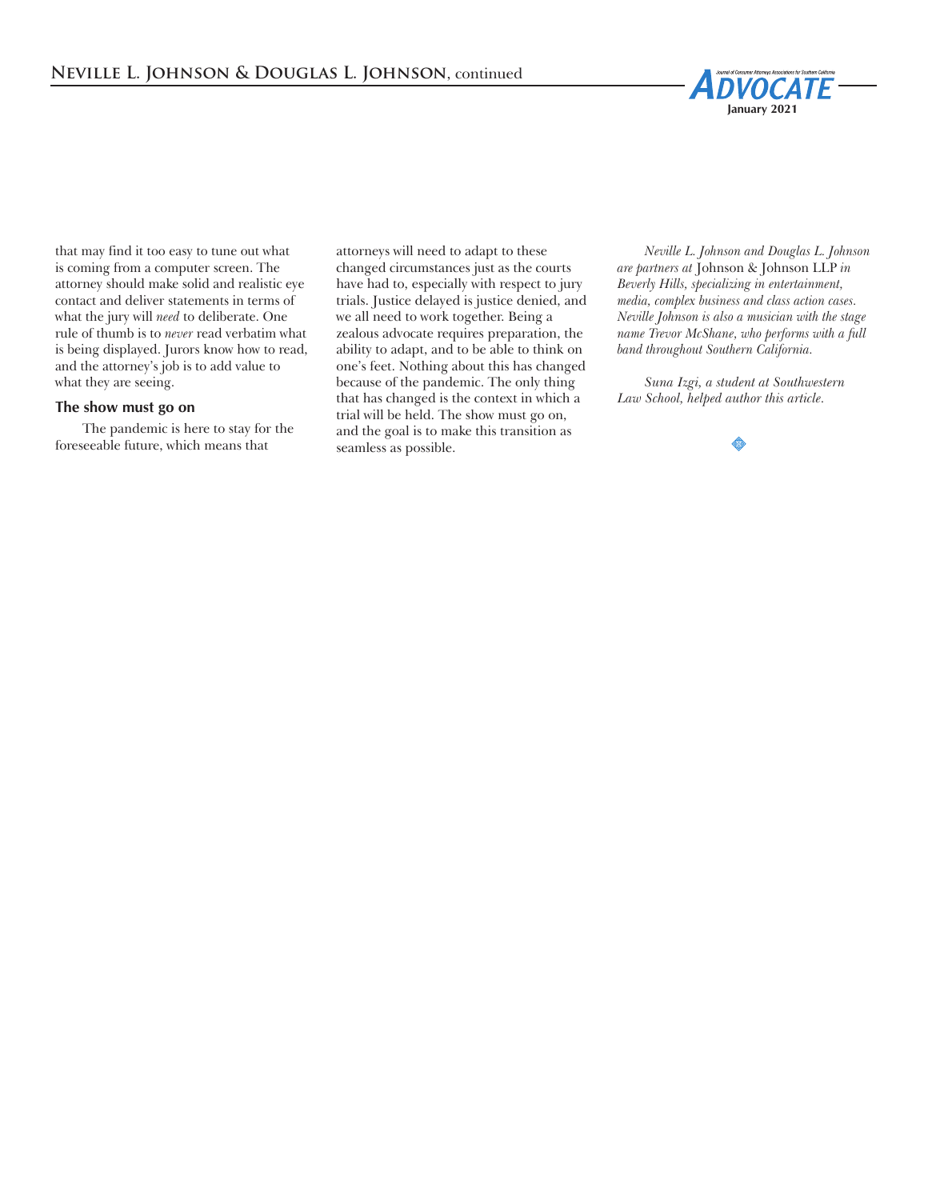that may find it too easy to tune out what is coming from a computer screen. The attorney should make solid and realistic eye contact and deliver statements in terms of what the jury will *need* to deliberate. One rule of thumb is to *never* read verbatim what is being displayed. Jurors know how to read, and the attorney's job is to add value to what they are seeing.

### The show must go on

The pandemic is here to stay for the foreseeable future, which means that attorneys will need to adapt to these changed circumstances just as the courts have had to, especially with respect to jury trials. Justice delayed is justice denied, and we all need to work together. Being a zealous advocate requires preparation, the ability to adapt, and to be able to think on one's feet. Nothing about this has changed because of the pandemic. The only thing that has changed is the context in which a trial will be held. The show must go on, and the goal is to make this transition as seamless as possible.

*Neville L. Johnson and Douglas L. Johnson are partners at* Johnson & Johnson LLP *in Beverly Hills, specializing in entertainment, media, complex business and class action cases. Neville Johnson is also a musician with the stage name Trevor McShane, who performs with a full band throughout Southern California.*

*Suna Izgi, a student at Southwestern Law School, helped author this article.*